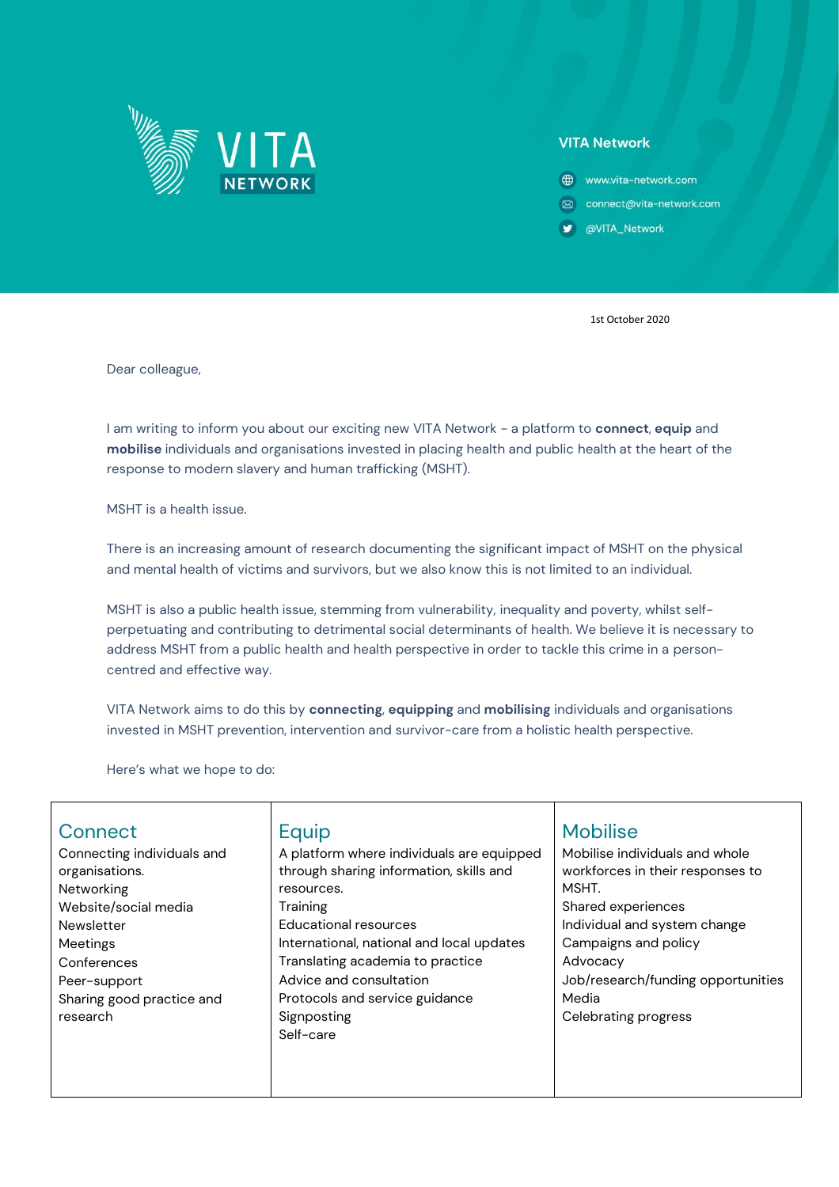VITA NETWORK

**VITA Network**

www.vita-network.com

connect@vita-network.com

@VITA_Network

1st October 2020

Dear colleague,

I am writing to inform you about our exciting new VITA Network - a platform to **connect**, **equip** and **mobilise** individuals and organisations invested in placing health and public health at the heart of the response to modern slavery and human trafficking (MSHT).

MSHT is a health issue.

There is an increasing amount of research documenting the significant impact of MSHT on the physical and mental health of victims and survivors, but we also know this is not limited to an individual.

MSHT is also a public health issue, stemming from vulnerability, inequality and poverty, whilst self-perpetuating and contributing to detrimental social determinants of health. We believe it is necessary to address MSHT from a public health and health perspective in order to tackle this crime in a person-centred and effective way.

VITA Network aims to do this by **connecting**, **equipping** and **mobilising** individuals and organisations invested in MSHT prevention, intervention and survivor-care from a holistic health perspective.

Here's what we hope to do:

| Connect | Equip | Mobilise |
|---|---|---|
| Connecting individuals and organisations.<br>Networking<br>Website/social media<br>Newsletter<br>Meetings<br>Conferences<br>Peer-support<br>Sharing good practice and research | A platform where individuals are equipped through sharing information, skills and resources.<br>Training<br>Educational resources<br>International, national and local updates<br>Translating academia to practice<br>Advice and consultation<br>Protocols and service guidance<br>Signposting<br>Self-care | Mobilise individuals and whole workforces in their responses to MSHT.<br>Shared experiences<br>Individual and system change<br>Campaigns and policy<br>Advocacy<br>Job/research/funding opportunities<br>Media<br>Celebrating progress |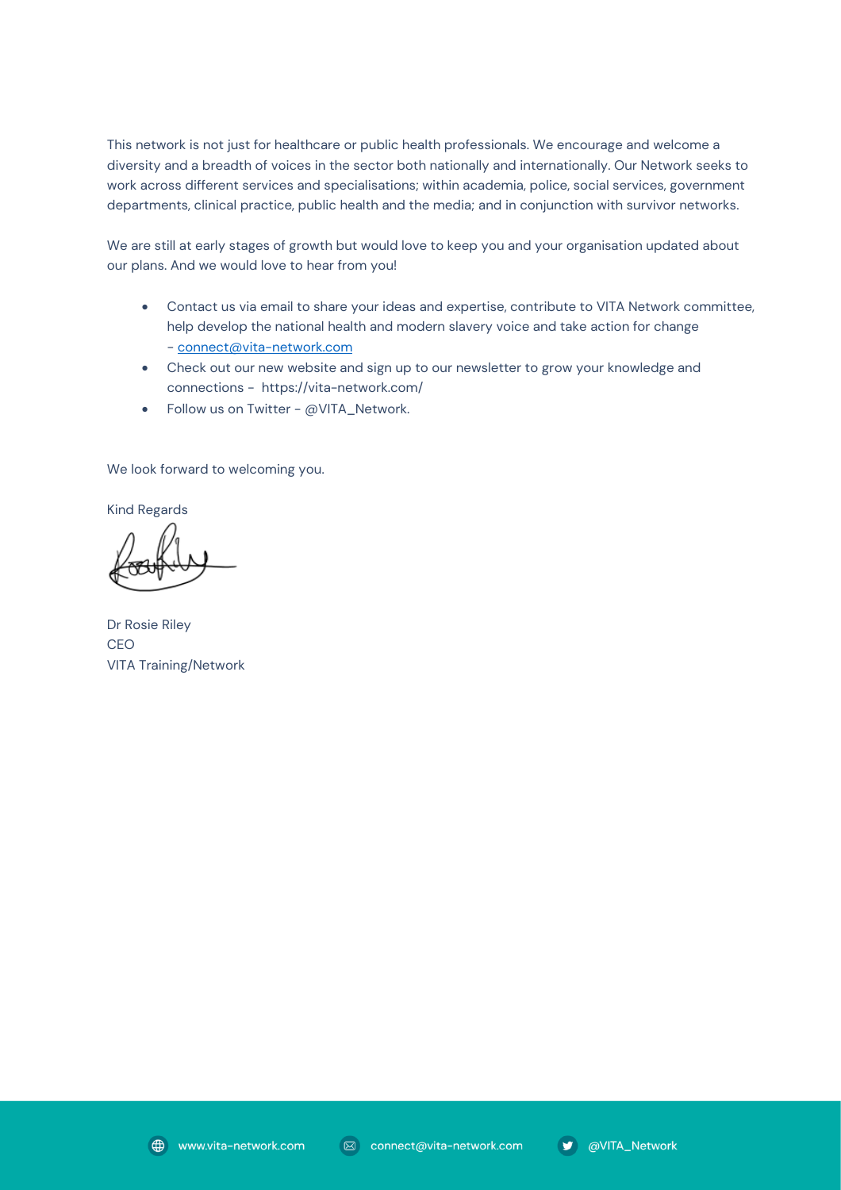This network is not just for healthcare or public health professionals. We encourage and welcome a diversity and a breadth of voices in the sector both nationally and internationally. Our Network seeks to work across different services and specialisations; within academia, police, social services, government departments, clinical practice, public health and the media; and in conjunction with survivor networks.

We are still at early stages of growth but would love to keep you and your organisation updated about our plans. And we would love to hear from you!

- Contact us via email to share your ideas and expertise, contribute to VITA Network committee, help develop the national health and modern slavery voice and take action for change - connect@vita-network.com
- Check out our new website and sign up to our newsletter to grow your knowledge and connections - https://vita-network.com/
- Follow us on Twitter - @VITA_Network.

We look forward to welcoming you.

Kind Regards

Dr Rosie Riley
CEO
VITA Training/Network